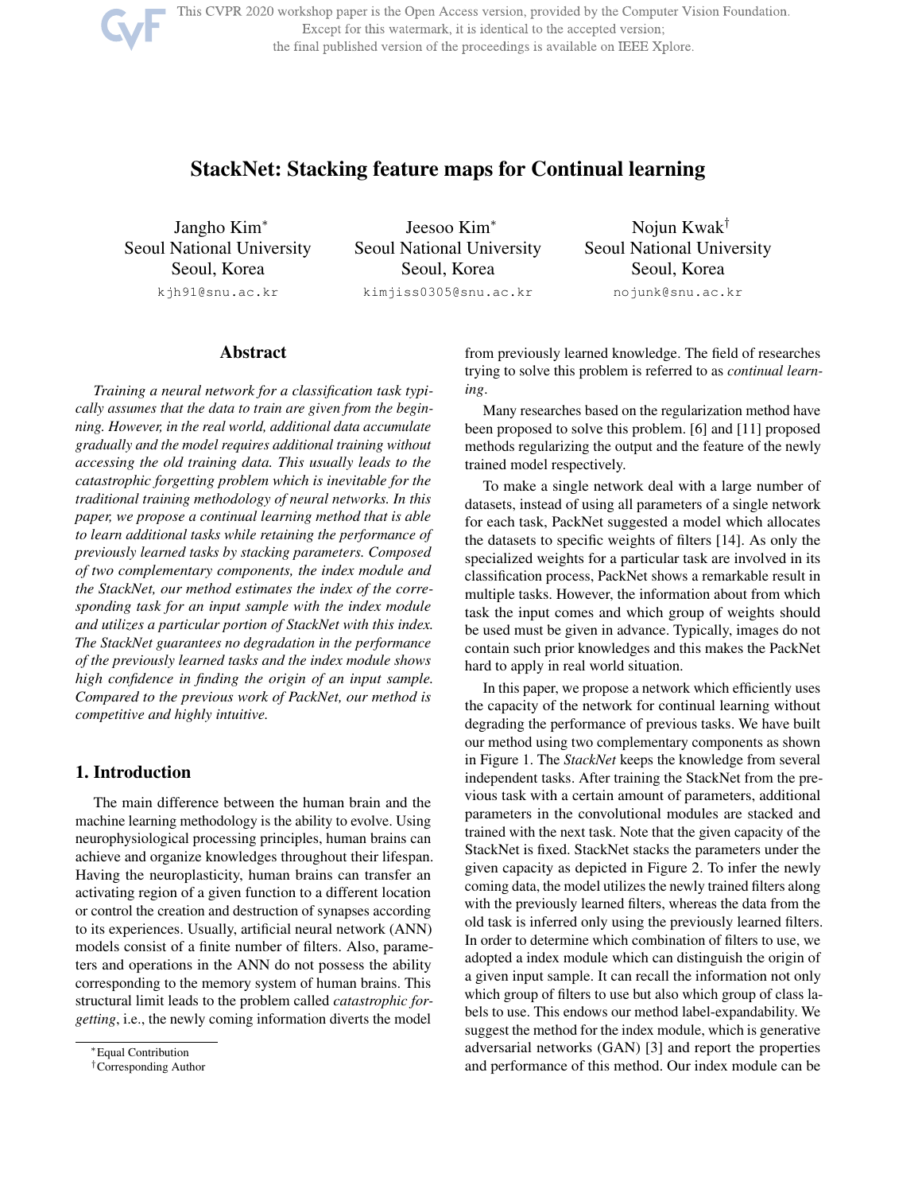# StackNet: Stacking feature maps for Continual learning

Jangho Kim*
Seoul National University
Seoul, Korea
kjh91@snu.ac.kr

Jeesoo Kim*
Seoul National University
Seoul, Korea
kimjiss0305@snu.ac.kr

Nojun Kwak†
Seoul National University
Seoul, Korea
nojunk@snu.ac.kr

## Abstract

*Training a neural network for a classification task typically assumes that the data to train are given from the beginning. However, in the real world, additional data accumulate gradually and the model requires additional training without accessing the old training data. This usually leads to the catastrophic forgetting problem which is inevitable for the traditional training methodology of neural networks. In this paper, we propose a continual learning method that is able to learn additional tasks while retaining the performance of previously learned tasks by stacking parameters. Composed of two complementary components, the index module and the StackNet, our method estimates the index of the corresponding task for an input sample with the index module and utilizes a particular portion of StackNet with this index. The StackNet guarantees no degradation in the performance of the previously learned tasks and the index module shows high confidence in finding the origin of an input sample. Compared to the previous work of PackNet, our method is competitive and highly intuitive.*

## 1. Introduction

The main difference between the human brain and the machine learning methodology is the ability to evolve. Using neurophysiological processing principles, human brains can achieve and organize knowledges throughout their lifespan. Having the neuroplasticity, human brains can transfer an activating region of a given function to a different location or control the creation and destruction of synapses according to its experiences. Usually, artificial neural network (ANN) models consist of a finite number of filters. Also, parameters and operations in the ANN do not possess the ability corresponding to the memory system of human brains. This structural limit leads to the problem called *catastrophic forgetting*, i.e., the newly coming information diverts the model from previously learned knowledge. The field of researches trying to solve this problem is referred to as *continual learning*.

Many researches based on the regularization method have been proposed to solve this problem. [6] and [11] proposed methods regularizing the output and the feature of the newly trained model respectively.

To make a single network deal with a large number of datasets, instead of using all parameters of a single network for each task, PackNet suggested a model which allocates the datasets to specific weights of filters [14]. As only the specialized weights for a particular task are involved in its classification process, PackNet shows a remarkable result in multiple tasks. However, the information about from which task the input comes and which group of weights should be used must be given in advance. Typically, images do not contain such prior knowledges and this makes the PackNet hard to apply in real world situation.

In this paper, we propose a network which efficiently uses the capacity of the network for continual learning without degrading the performance of previous tasks. We have built our method using two complementary components as shown in Figure 1. The *StackNet* keeps the knowledge from several independent tasks. After training the StackNet from the previous task with a certain amount of parameters, additional parameters in the convolutional modules are stacked and trained with the next task. Note that the given capacity of the StackNet is fixed. StackNet stacks the parameters under the given capacity as depicted in Figure 2. To infer the newly coming data, the model utilizes the newly trained filters along with the previously learned filters, whereas the data from the old task is inferred only using the previously learned filters. In order to determine which combination of filters to use, we adopted a index module which can distinguish the origin of a given input sample. It can recall the information not only which group of filters to use but also which group of class labels to use. This endows our method label-expandability. We suggest the method for the index module, which is generative adversarial networks (GAN) [3] and report the properties and performance of this method. Our index module can be

*Equal Contribution
†Corresponding Author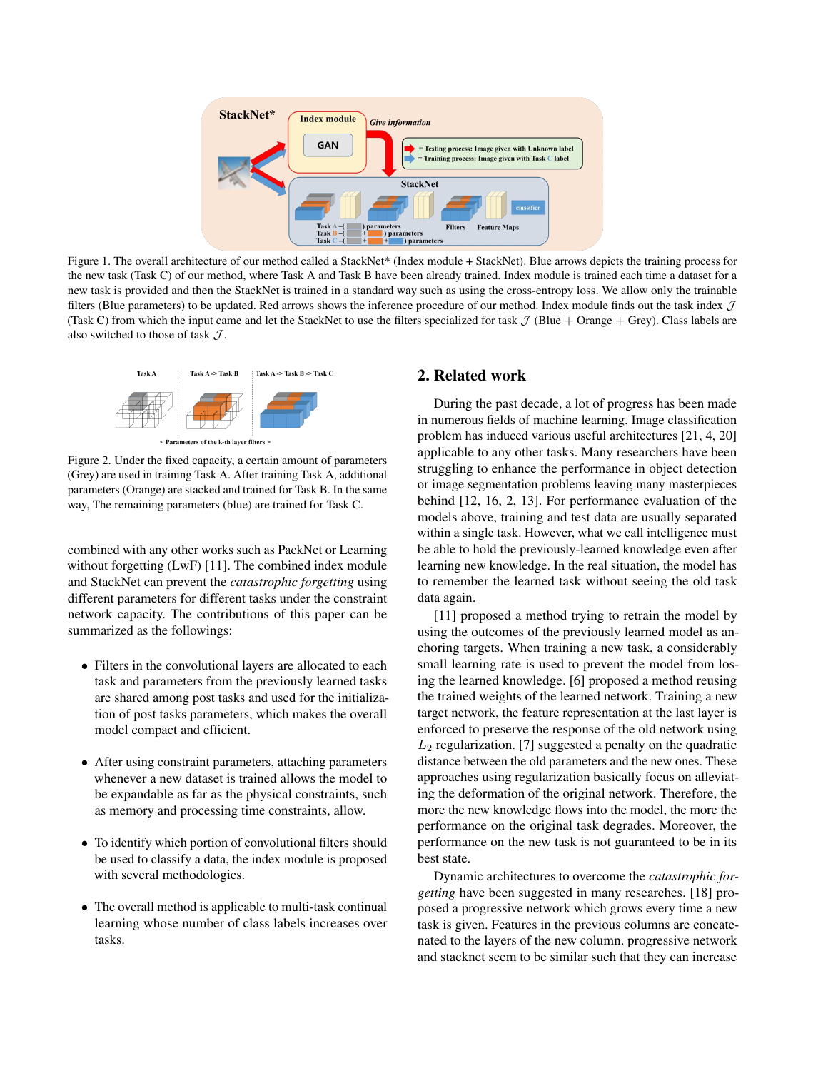Figure 1. The overall architecture of our method called a StackNet* (Index module + StackNet). Blue arrows depicts the training process for the new task (Task C) of our method, where Task A and Task B have been already trained. Index module is trained each time a dataset for a new task is provided and then the StackNet is trained in a standard way such as using the cross-entropy loss. We allow only the trainable filters (Blue parameters) to be updated. Red arrows shows the inference procedure of our method. Index module finds out the task index $\mathcal{J}$ (Task C) from which the input came and let the StackNet to use the filters specialized for task $\mathcal{J}$ (Blue + Orange + Grey). Class labels are also switched to those of task $\mathcal{J}$.

Figure 2. Under the fixed capacity, a certain amount of parameters (Grey) are used in training Task A. After training Task A, additional parameters (Orange) are stacked and trained for Task B. In the same way, The remaining parameters (blue) are trained for Task C.

combined with any other works such as PackNet or Learning without forgetting (LwF) [11]. The combined index module and StackNet can prevent the *catastrophic forgetting* using different parameters for different tasks under the constraint network capacity. The contributions of this paper can be summarized as the followings:

- Filters in the convolutional layers are allocated to each task and parameters from the previously learned tasks are shared among post tasks and used for the initialization of post tasks parameters, which makes the overall model compact and efficient.
- After using constraint parameters, attaching parameters whenever a new dataset is trained allows the model to be expandable as far as the physical constraints, such as memory and processing time constraints, allow.
- To identify which portion of convolutional filters should be used to classify a data, the index module is proposed with several methodologies.
- The overall method is applicable to multi-task continual learning whose number of class labels increases over tasks.

## 2. Related work

During the past decade, a lot of progress has been made in numerous fields of machine learning. Image classification problem has induced various useful architectures [21, 4, 20] applicable to any other tasks. Many researchers have been struggling to enhance the performance in object detection or image segmentation problems leaving many masterpieces behind [12, 16, 2, 13]. For performance evaluation of the models above, training and test data are usually separated within a single task. However, what we call intelligence must be able to hold the previously-learned knowledge even after learning new knowledge. In the real situation, the model has to remember the learned task without seeing the old task data again.

[11] proposed a method trying to retrain the model by using the outcomes of the previously learned model as anchoring targets. When training a new task, a considerably small learning rate is used to prevent the model from losing the learned knowledge. [6] proposed a method reusing the trained weights of the learned network. Training a new target network, the feature representation at the last layer is enforced to preserve the response of the old network using $L_2$ regularization. [7] suggested a penalty on the quadratic distance between the old parameters and the new ones. These approaches using regularization basically focus on alleviating the deformation of the original network. Therefore, the more the new knowledge flows into the model, the more the performance on the original task degrades. Moreover, the performance on the new task is not guaranteed to be in its best state.

Dynamic architectures to overcome the *catastrophic forgetting* have been suggested in many researches. [18] proposed a progressive network which grows every time a new task is given. Features in the previous columns are concatenated to the layers of the new column. progressive network and stacknet seem to be similar such that they can increase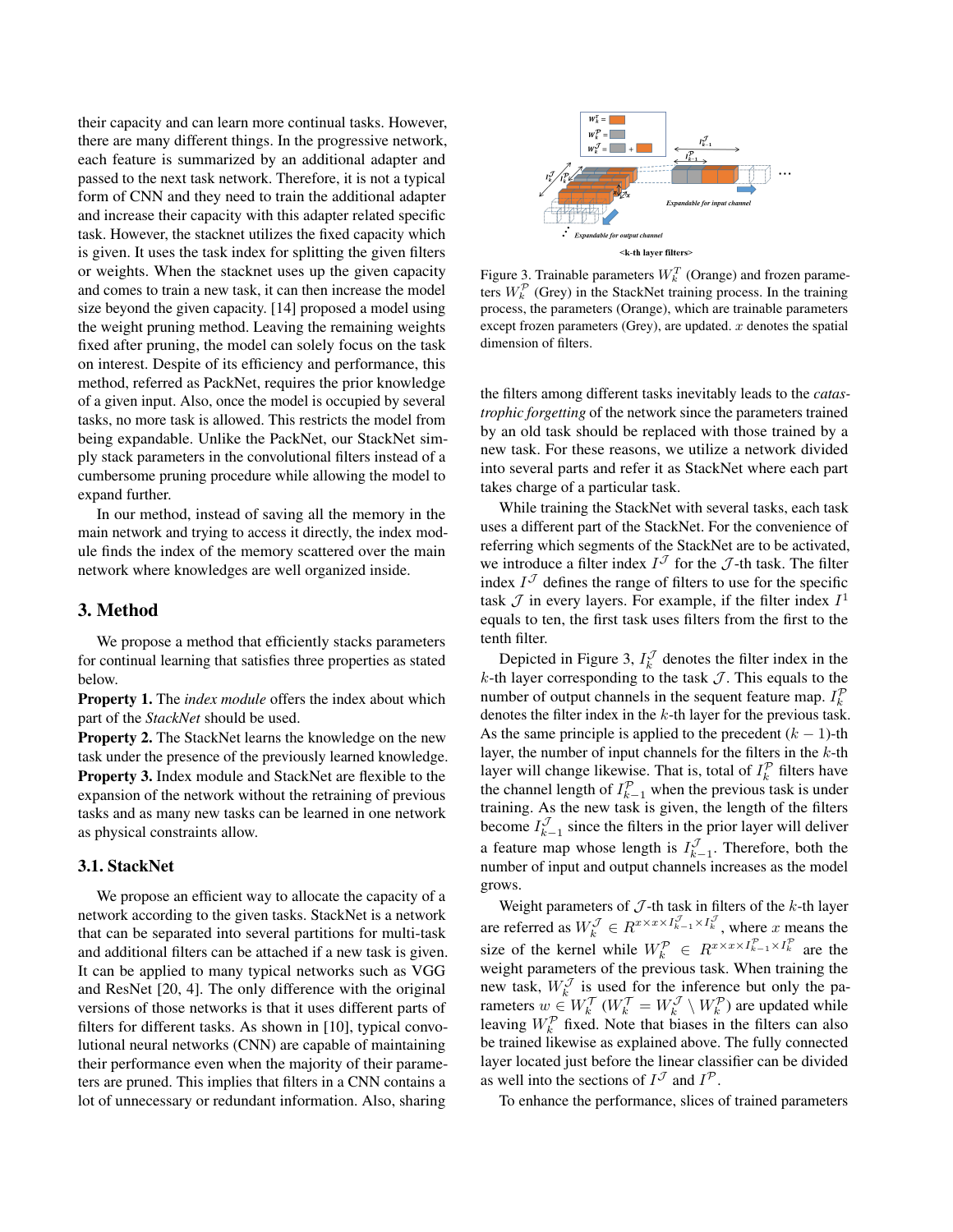their capacity and can learn more continual tasks. However, there are many different things. In the progressive network, each feature is summarized by an additional adapter and passed to the next task network. Therefore, it is not a typical form of CNN and they need to train the additional adapter and increase their capacity with this adapter related specific task. However, the stacknet utilizes the fixed capacity which is given. It uses the task index for splitting the given filters or weights. When the stacknet uses up the given capacity and comes to train a new task, it can then increase the model size beyond the given capacity. [14] proposed a model using the weight pruning method. Leaving the remaining weights fixed after pruning, the model can solely focus on the task on interest. Despite of its efficiency and performance, this method, referred as PackNet, requires the prior knowledge of a given input. Also, once the model is occupied by several tasks, no more task is allowed. This restricts the model from being expandable. Unlike the PackNet, our StackNet simply stack parameters in the convolutional filters instead of a cumbersome pruning procedure while allowing the model to expand further.

In our method, instead of saving all the memory in the main network and trying to access it directly, the index module finds the index of the memory scattered over the main network where knowledges are well organized inside.

## 3. Method

We propose a method that efficiently stacks parameters for continual learning that satisfies three properties as stated below.

**Property 1.** The *index module* offers the index about which part of the *StackNet* should be used.

**Property 2.** The StackNet learns the knowledge on the new task under the presence of the previously learned knowledge.

**Property 3.** Index module and StackNet are flexible to the expansion of the network without the retraining of previous tasks and as many new tasks can be learned in one network as physical constraints allow.

### 3.1. StackNet

We propose an efficient way to allocate the capacity of a network according to the given tasks. StackNet is a network that can be separated into several partitions for multi-task and additional filters can be attached if a new task is given. It can be applied to many typical networks such as VGG and ResNet [20, 4]. The only difference with the original versions of those networks is that it uses different parts of filters for different tasks. As shown in [10], typical convolutional neural networks (CNN) are capable of maintaining their performance even when the majority of their parameters are pruned. This implies that filters in a CNN contains a lot of unnecessary or redundant information. Also, sharing the filters among different tasks inevitably leads to the *catastrophic forgetting* of the network since the parameters trained by an old task should be replaced with those trained by a new task. For these reasons, we utilize a network divided into several parts and refer it as StackNet where each part takes charge of a particular task.

Figure 3. Trainable parameters $W_k^T$ (Orange) and frozen parameters $W_k^{\mathcal{P}}$ (Grey) in the StackNet training process. In the training process, the parameters (Orange), which are trainable parameters except frozen parameters (Grey), are updated. $x$ denotes the spatial dimension of filters.

While training the StackNet with several tasks, each task uses a different part of the StackNet. For the convenience of referring which segments of the StackNet are to be activated, we introduce a filter index $I^{\mathcal{J}}$ for the $\mathcal{J}$-th task. The filter index $I^{\mathcal{J}}$ defines the range of filters to use for the specific task $\mathcal{J}$ in every layers. For example, if the filter index $I^1$ equals to ten, the first task uses filters from the first to the tenth filter.

Depicted in Figure 3, $I_k^{\mathcal{J}}$ denotes the filter index in the $k$-th layer corresponding to the task $\mathcal{J}$. This equals to the number of output channels in the sequent feature map. $I_k^{\mathcal{P}}$ denotes the filter index in the $k$-th layer for the previous task. As the same principle is applied to the precedent $(k-1)$-th layer, the number of input channels for the filters in the $k$-th layer will change likewise. That is, total of $I_k^{\mathcal{P}}$ filters have the channel length of $I_{k-1}^{\mathcal{P}}$ when the previous task is under training. As the new task is given, the length of the filters become $I_{k-1}^{\mathcal{J}}$ since the filters in the prior layer will deliver a feature map whose length is $I_{k-1}^{\mathcal{J}}$. Therefore, both the number of input and output channels increases as the model grows.

Weight parameters of $\mathcal{J}$-th task in filters of the $k$-th layer are referred as $W_k^{\mathcal{J}} \in R^{x \times x \times I_{k-1}^{\mathcal{J}} \times I_k^{\mathcal{J}}}$, where $x$ means the size of the kernel while $W_k^{\mathcal{P}} \in R^{x \times x \times I_{k-1}^{\mathcal{P}} \times I_k^{\mathcal{P}}}$ are the weight parameters of the previous task. When training the new task, $W_k^{\mathcal{J}}$ is used for the inference but only the parameters $w \in W_k^{\mathcal{T}}$ ($W_k^{\mathcal{T}} = W_k^{\mathcal{J}} \setminus W_k^{\mathcal{P}}$) are updated while leaving $W_k^{\mathcal{P}}$ fixed. Note that biases in the filters can also be trained likewise as explained above. The fully connected layer located just before the linear classifier can be divided as well into the sections of $I^{\mathcal{J}}$ and $I^{\mathcal{P}}$.

To enhance the performance, slices of trained parameters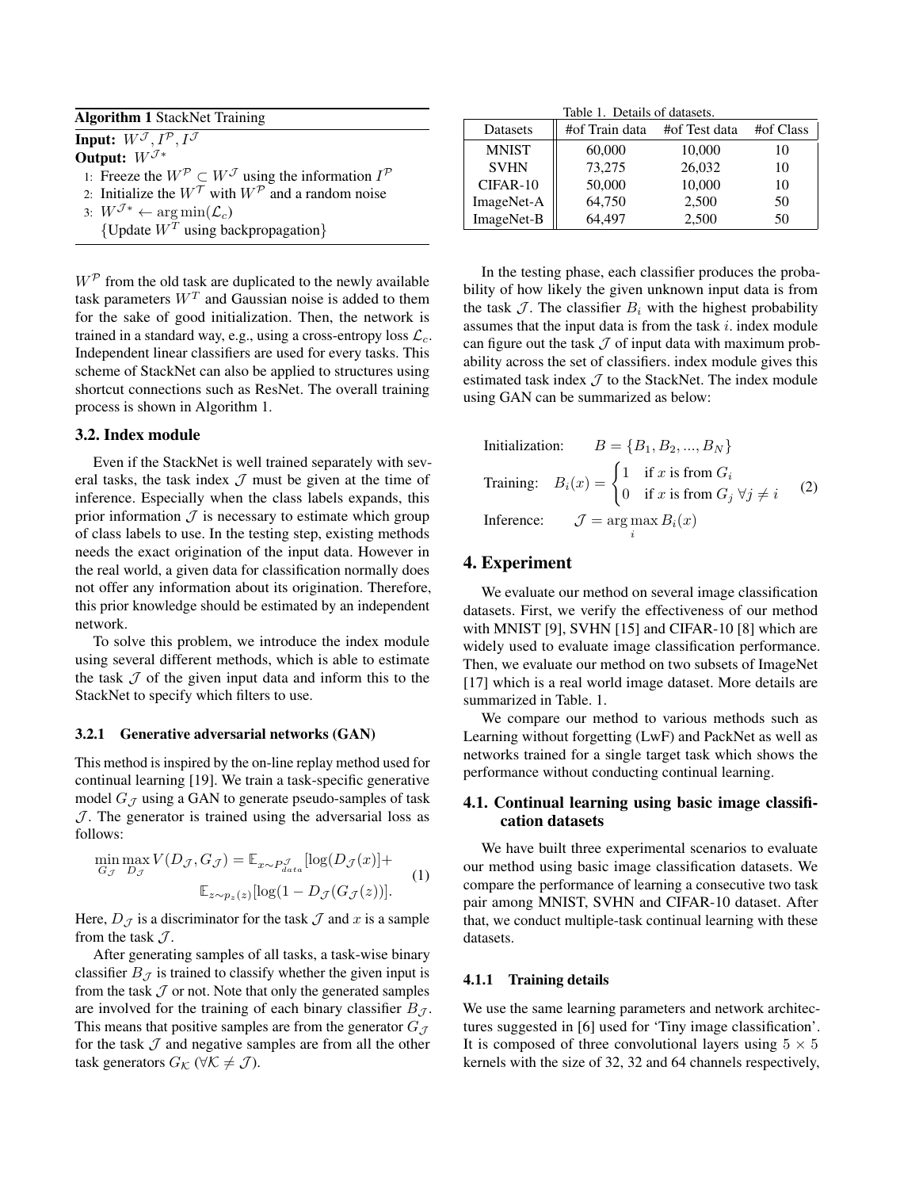**Algorithm 1** StackNet Training

**Input:** $W^{\mathcal{J}}, I^{\mathcal{P}}, I^{\mathcal{J}}$
**Output:** $W^{\mathcal{J}*}$

1: Freeze the $W^{\mathcal{P}} \subset W^{\mathcal{J}}$ using the information $I^{\mathcal{P}}$
2: Initialize the $W^{\mathcal{T}}$ with $W^{\mathcal{P}}$ and a random noise
3: $W^{\mathcal{J}*} \leftarrow \arg\min(\mathcal{L}_c)$
   {Update $W^{T}$ using backpropagation}

$W^{\mathcal{P}}$ from the old task are duplicated to the newly available task parameters $W^{T}$ and Gaussian noise is added to them for the sake of good initialization. Then, the network is trained in a standard way, e.g., using a cross-entropy loss $\mathcal{L}_c$. Independent linear classifiers are used for every tasks. This scheme of StackNet can also be applied to structures using shortcut connections such as ResNet. The overall training process is shown in Algorithm 1.

## 3.2. Index module

Even if the StackNet is well trained separately with several tasks, the task index $\mathcal{J}$ must be given at the time of inference. Especially when the class labels expands, this prior information $\mathcal{J}$ is necessary to specify which group of class labels to use. In the testing step, existing methods needs the exact origination of the input data. However in the real world, a given data for classification normally does not offer any information about its origination. Therefore, this prior knowledge should be estimated by an independent network.

To solve this problem, we introduce the index module using several different methods, which is able to estimate the task $\mathcal{J}$ of the given input data and inform this to the StackNet to specify which filters to use.

### 3.2.1 Generative adversarial networks (GAN)

This method is inspired by the on-line replay method used for continual learning [19]. We train a task-specific generative model $G_{\mathcal{J}}$ using a GAN to generate pseudo-samples of task $\mathcal{J}$. The generator is trained using the adversarial loss as follows:

$$\min_{G_{\mathcal{J}}} \max_{D_{\mathcal{J}}} V(D_{\mathcal{J}}, G_{\mathcal{J}}) = \mathbb{E}_{x \sim P_{data}^{\mathcal{J}}}[\log(D_{\mathcal{J}}(x)] + \mathbb{E}_{z \sim p_z(z)}[\log(1 - D_{\mathcal{J}}(G_{\mathcal{J}}(z))]. \quad (1)$$

Here, $D_{\mathcal{J}}$ is a discriminator for the task $\mathcal{J}$ and $x$ is a sample from the task $\mathcal{J}$.

After generating samples of all tasks, a task-wise binary classifier $B_{\mathcal{J}}$ is trained to classify whether the given input is from the task $\mathcal{J}$ or not. Note that only the generated samples are involved for the training of each binary classifier $B_{\mathcal{J}}$. This means that positive samples are from the generator $G_{\mathcal{J}}$ for the task $\mathcal{J}$ and negative samples are from all the other task generators $G_{\mathcal{K}}$ ($\forall \mathcal{K} \neq \mathcal{J}$).

Table 1. Details of datasets.

| Datasets | #of Train data | #of Test data | #of Class |
|---|---|---|---|
| MNIST | 60,000 | 10,000 | 10 |
| SVHN | 73,275 | 26,032 | 10 |
| CIFAR-10 | 50,000 | 10,000 | 10 |
| ImageNet-A | 64,750 | 2,500 | 50 |
| ImageNet-B | 64,497 | 2,500 | 50 |

In the testing phase, each classifier produces the probability of how likely the given unknown input data is from the task $\mathcal{J}$. The classifier $B_i$ with the highest probability assumes that the input data is from the task $i$. index module can figure out the task $\mathcal{J}$ of input data with maximum probability across the set of classifiers. index module gives this estimated task index $\mathcal{J}$ to the StackNet. The index module using GAN can be summarized as below:

$$\begin{aligned}
&\text{Initialization:} \quad B = \{B_1, B_2, ..., B_N\} \\
&\text{Training:} \quad B_i(x) = \begin{cases} 1 & \text{if } x \text{ is from } G_i \\ 0 & \text{if } x \text{ is from } G_j \ \forall j \neq i \end{cases} \quad (2) \\
&\text{Inference:} \quad \mathcal{J} = \arg\max_i B_i(x)
\end{aligned}$$

# 4. Experiment

We evaluate our method on several image classification datasets. First, we verify the effectiveness of our method with MNIST [9], SVHN [15] and CIFAR-10 [8] which are widely used to evaluate image classification performance. Then, we evaluate our method on two subsets of ImageNet [17] which is a real world image dataset. More details are summarized in Table. 1.

We compare our method to various methods such as Learning without forgetting (LwF) and PackNet as well as networks trained for a single target task which shows the performance without conducting continual learning.

## 4.1. Continual learning using basic image classification datasets

We have built three experimental scenarios to evaluate our method using basic image classification datasets. We compare the performance of learning a consecutive two task pair among MNIST, SVHN and CIFAR-10 dataset. After that, we conduct multiple-task continual learning with these datasets.

### 4.1.1 Training details

We use the same learning parameters and network architectures suggested in [6] used for 'Tiny image classification'. It is composed of three convolutional layers using $5 \times 5$ kernels with the size of 32, 32 and 64 channels respectively,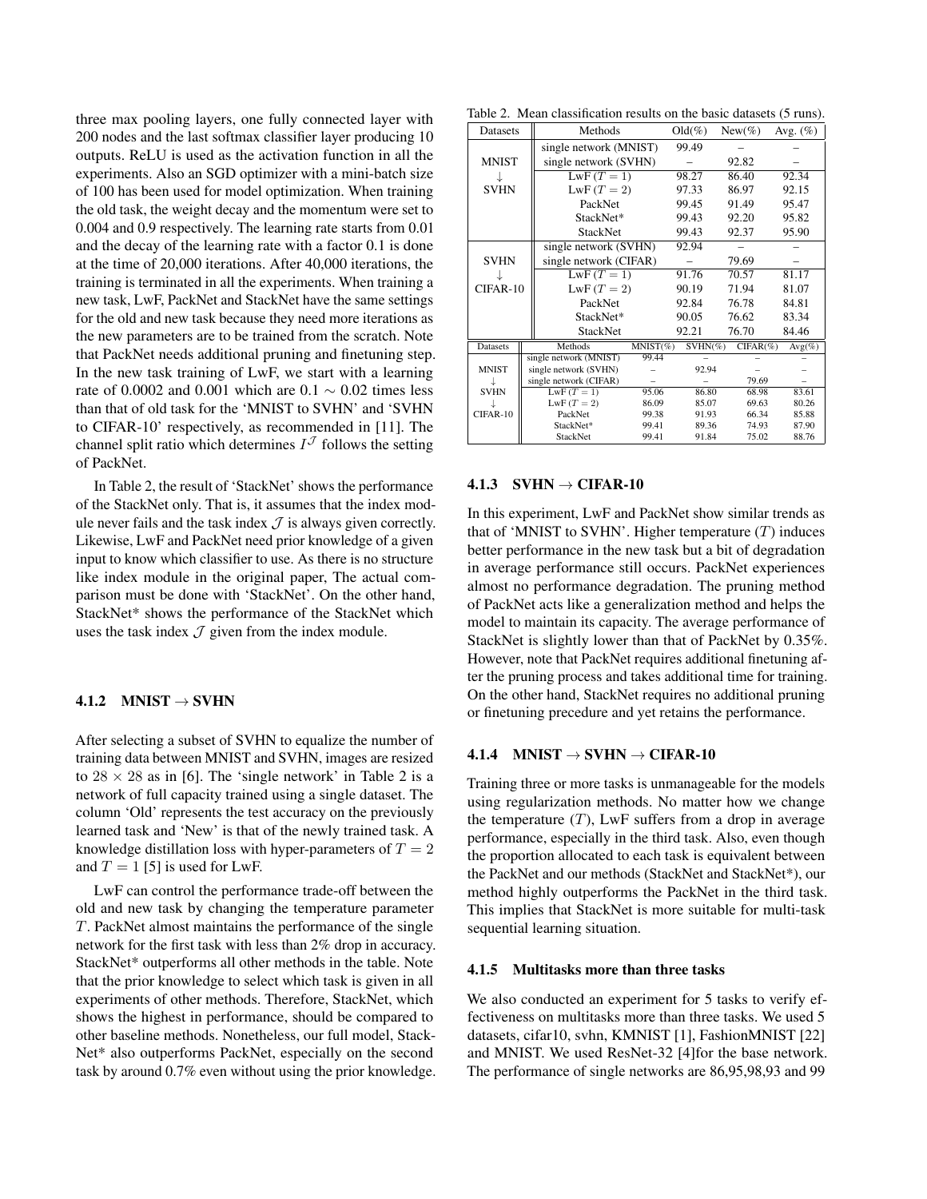three max pooling layers, one fully connected layer with 200 nodes and the last softmax classifier layer producing 10 outputs. ReLU is used as the activation function in all the experiments. Also an SGD optimizer with a mini-batch size of 100 has been used for model optimization. When training the old task, the weight decay and the momentum were set to 0.004 and 0.9 respectively. The learning rate starts from 0.01 and the decay of the learning rate with a factor 0.1 is done at the time of 20,000 iterations. After 40,000 iterations, the training is terminated in all the experiments. When training a new task, LwF, PackNet and StackNet have the same settings for the old and new task because they need more iterations as the new parameters are to be trained from the scratch. Note that PackNet needs additional pruning and finetuning step. In the new task training of LwF, we start with a learning rate of 0.0002 and 0.001 which are 0.1 $\sim$ 0.02 times less than that of old task for the 'MNIST to SVHN' and 'SVHN to CIFAR-10' respectively, as recommended in [11]. The channel split ratio which determines $I^{\mathcal{J}}$ follows the setting of PackNet.

In Table 2, the result of 'StackNet' shows the performance of the StackNet only. That is, it assumes that the index module never fails and the task index $\mathcal{J}$ is always given correctly. Likewise, LwF and PackNet need prior knowledge of a given input to know which classifier to use. As there is no structure like index module in the original paper, The actual comparison must be done with 'StackNet'. On the other hand, StackNet* shows the performance of the StackNet which uses the task index $\mathcal{J}$ given from the index module.

#### 4.1.2 MNIST → SVHN

After selecting a subset of SVHN to equalize the number of training data between MNIST and SVHN, images are resized to $28 \times 28$ as in [6]. The 'single network' in Table 2 is a network of full capacity trained using a single dataset. The column 'Old' represents the test accuracy on the previously learned task and 'New' is that of the newly trained task. A knowledge distillation loss with hyper-parameters of $T = 2$ and $T = 1$ [5] is used for LwF.

LwF can control the performance trade-off between the old and new task by changing the temperature parameter $T$. PackNet almost maintains the performance of the single network for the first task with less than 2% drop in accuracy. StackNet* outperforms all other methods in the table. Note that the prior knowledge to select which task is given in all experiments of other methods. Therefore, StackNet, which shows the highest in performance, should be compared to other baseline methods. Nonetheless, our full model, StackNet* also outperforms PackNet, especially on the second task by around 0.7% even without using the prior knowledge.

Table 2. Mean classification results on the basic datasets (5 runs).

| Datasets | Methods | Old(%) | New(%) | Avg. (%) |
|---|---|---|---|---|
| MNIST → SVHN | single network (MNIST) | 99.49 | – | – |
| | single network (SVHN) | – | 92.82 | – |
| | LwF ($T = 1$) | 98.27 | 86.40 | 92.34 |
| | LwF ($T = 2$) | 97.33 | 86.97 | 92.15 |
| | PackNet | 99.45 | 91.49 | 95.47 |
| | StackNet* | 99.43 | 92.20 | 95.82 |
| | StackNet | 99.43 | 92.37 | 95.90 |
| SVHN → CIFAR-10 | single network (SVHN) | 92.94 | – | – |
| | single network (CIFAR) | – | 79.69 | – |
| | LwF ($T = 1$) | 91.76 | 70.57 | 81.17 |
| | LwF ($T = 2$) | 90.19 | 71.94 | 81.07 |
| | PackNet | 92.84 | 76.78 | 84.81 |
| | StackNet* | 90.05 | 76.62 | 83.34 |
| | StackNet | 92.21 | 76.70 | 84.46 |

| Datasets | Methods | MNIST(%) | SVHN(%) | CIFAR(%) | Avg(%) |
|---|---|---|---|---|---|
| MNIST → SVHN → CIFAR-10 | single network (MNIST) | 99.44 | – | – | – |
| | single network (SVHN) | – | 92.94 | – | – |
| | single network (CIFAR) | – | – | 79.69 | – |
| | LwF ($T = 1$) | 95.06 | 86.80 | 68.98 | 83.61 |
| | LwF ($T = 2$) | 86.09 | 85.07 | 69.63 | 80.26 |
| | PackNet | 99.38 | 91.93 | 66.34 | 85.88 |
| | StackNet* | 99.41 | 89.36 | 74.93 | 87.90 |
| | StackNet | 99.41 | 91.84 | 75.02 | 88.76 |

#### 4.1.3 SVHN → CIFAR-10

In this experiment, LwF and PackNet show similar trends as that of 'MNIST to SVHN'. Higher temperature ($T$) induces better performance in the new task but a bit of degradation in average performance still occurs. PackNet experiences almost no performance degradation. The pruning method of PackNet acts like a generalization method and helps the model to maintain its capacity. The average performance of StackNet is slightly lower than that of PackNet by 0.35%. However, note that PackNet requires additional finetuning after the pruning process and takes additional time for training. On the other hand, StackNet requires no additional pruning or finetuning precedure and yet retains the performance.

#### 4.1.4 MNIST → SVHN → CIFAR-10

Training three or more tasks is unmanageable for the models using regularization methods. No matter how we change the temperature ($T$), LwF suffers from a drop in average performance, especially in the third task. Also, even though the proportion allocated to each task is equivalent between the PackNet and our methods (StackNet and StackNet*), our method highly outperforms the PackNet in the third task. This implies that StackNet is more suitable for multi-task sequential learning situation.

#### 4.1.5 Multitasks more than three tasks

We also conducted an experiment for 5 tasks to verify effectiveness on multitasks more than three tasks. We used 5 datasets, cifar10, svhn, KMNIST [1], FashionMNIST [22] and MNIST. We used ResNet-32 [4]for the base network. The performance of single networks are 86,95,98,93 and 99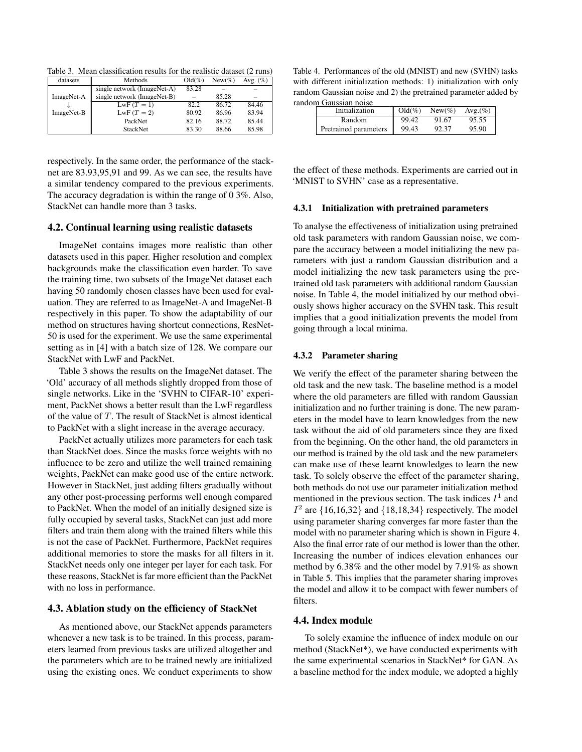Table 3. Mean classification results for the realistic dataset (2 runs)

| datasets | Methods | Old(%) | New(%) | Avg. (%) |
|---|---|---|---|---|
| ImageNet-A ↓ ImageNet-B | single network (ImageNet-A) | 83.28 | – | – |
| | single network (ImageNet-B) | – | 85.28 | – |
| | LwF ($T = 1$) | 82.2 | 86.72 | 84.46 |
| | LwF ($T = 2$) | 80.92 | 86.96 | 83.94 |
| | PackNet | 82.16 | 88.72 | 85.44 |
| | StackNet | 83.30 | 88.66 | 85.98 |

respectively. In the same order, the performance of the stacknet are 83.93,95,91 and 99. As we can see, the results have a similar tendency compared to the previous experiments. The accuracy degradation is within the range of 0 3%. Also, StackNet can handle more than 3 tasks.

## 4.2. Continual learning using realistic datasets

ImageNet contains images more realistic than other datasets used in this paper. Higher resolution and complex backgrounds make the classification even harder. To save the training time, two subsets of the ImageNet dataset each having 50 randomly chosen classes have been used for evaluation. They are referred to as ImageNet-A and ImageNet-B respectively in this paper. To show the adaptability of our method on structures having shortcut connections, ResNet-50 is used for the experiment. We use the same experimental setting as in [4] with a batch size of 128. We compare our StackNet with LwF and PackNet.

Table 3 shows the results on the ImageNet dataset. The 'Old' accuracy of all methods slightly dropped from those of single networks. Like in the 'SVHN to CIFAR-10' experiment, PackNet shows a better result than the LwF regardless of the value of $T$. The result of StackNet is almost identical to PackNet with a slight increase in the average accuracy.

PackNet actually utilizes more parameters for each task than StackNet does. Since the masks force weights with no influence to be zero and utilize the well trained remaining weights, PackNet can make good use of the entire network. However in StackNet, just adding filters gradually without any other post-processing performs well enough compared to PackNet. When the model of an initially designed size is fully occupied by several tasks, StackNet can just add more filters and train them along with the trained filters while this is not the case of PackNet. Furthermore, PackNet requires additional memories to store the masks for all filters in it. StackNet needs only one integer per layer for each task. For these reasons, StackNet is far more efficient than the PackNet with no loss in performance.

## 4.3. Ablation study on the efficiency of StackNet

As mentioned above, our StackNet appends parameters whenever a new task is to be trained. In this process, parameters learned from previous tasks are utilized altogether and the parameters which are to be trained newly are initialized using the existing ones. We conduct experiments to show the effect of these methods. Experiments are carried out in 'MNIST to SVHN' case as a representative.

Table 4. Performances of the old (MNIST) and new (SVHN) tasks with different initialization methods: 1) initialization with only random Gaussian noise and 2) the pretrained parameter added by random Gaussian noise

| Initialization | Old(%) | New(%) | Avg.(%) |
|---|---|---|---|
| Random | 99.42 | 91.67 | 95.55 |
| Pretrained parameters | 99.43 | 92.37 | 95.90 |

### 4.3.1 Initialization with pretrained parameters

To analyse the effectiveness of initialization using pretrained old task parameters with random Gaussian noise, we compare the accuracy between a model initializing the new parameters with just a random Gaussian distribution and a model initializing the new task parameters using the pretrained old task parameters with additional random Gaussian noise. In Table 4, the model initialized by our method obviously shows higher accuracy on the SVHN task. This result implies that a good initialization prevents the model from going through a local minima.

### 4.3.2 Parameter sharing

We verify the effect of the parameter sharing between the old task and the new task. The baseline method is a model where the old parameters are filled with random Gaussian initialization and no further training is done. The new parameters in the model have to learn knowledges from the new task without the aid of old parameters since they are fixed from the beginning. On the other hand, the old parameters in our method is trained by the old task and the new parameters can make use of these learnt knowledges to learn the new task. To solely observe the effect of the parameter sharing, both methods do not use our parameter initialization method mentioned in the previous section. The task indices $I^1$ and $I^2$ are $\{16,16,32\}$ and $\{18,18,34\}$ respectively. The model using parameter sharing converges far more faster than the model with no parameter sharing which is shown in Figure 4. Also the final error rate of our method is lower than the other. Increasing the number of indices elevation enhances our method by 6.38% and the other model by 7.91% as shown in Table 5. This implies that the parameter sharing improves the model and allow it to be compact with fewer numbers of filters.

## 4.4. Index module

To solely examine the influence of index module on our method (StackNet*), we have conducted experiments with the same experimental scenarios in StackNet* for GAN. As a baseline method for the index module, we adopted a highly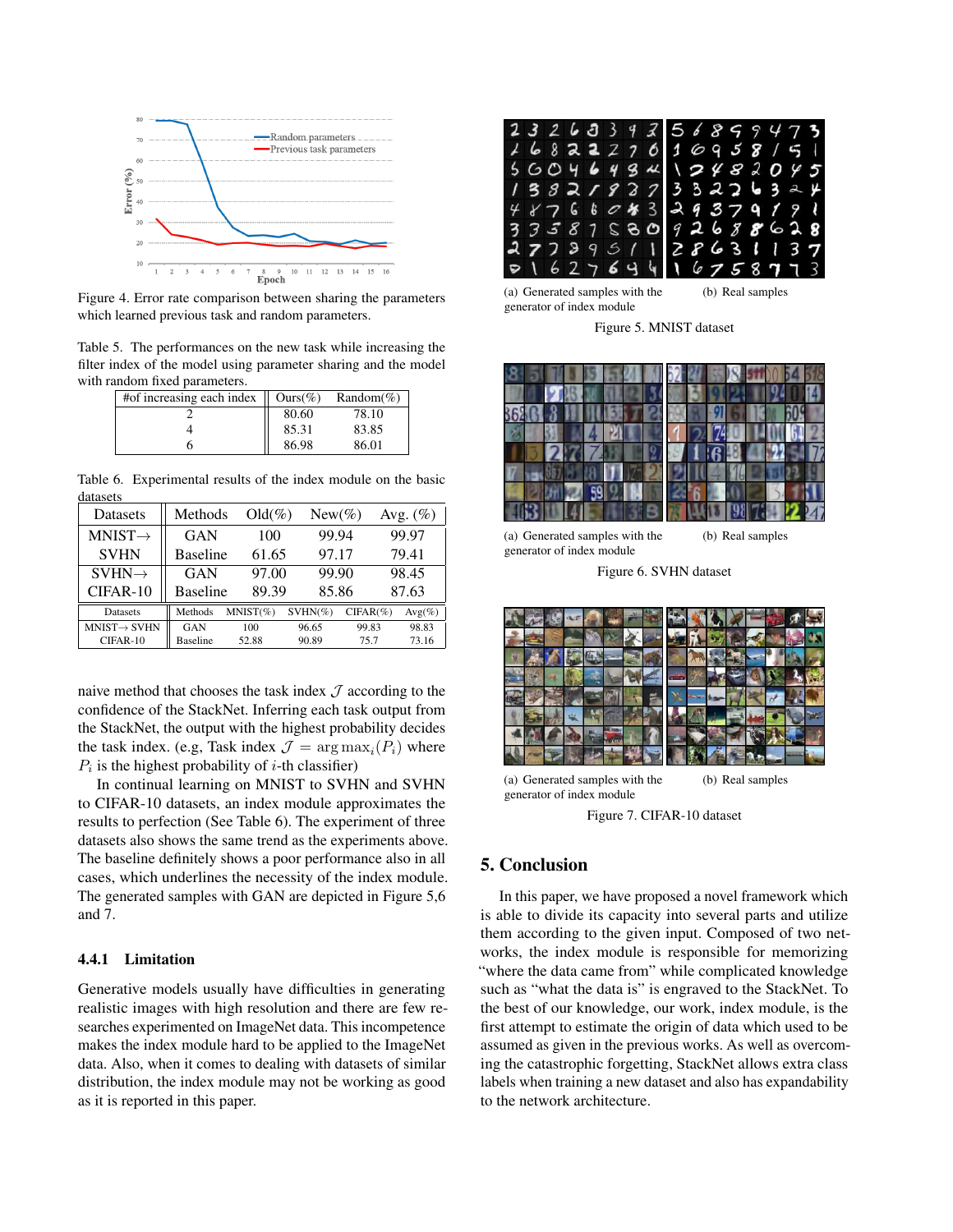Figure 4. Error rate comparison between sharing the parameters which learned previous task and random parameters.

Table 5. The performances on the new task while increasing the filter index of the model using parameter sharing and the model with random fixed parameters.

| #of increasing each index | Ours(%) | Random(%) |
|---|---|---|
| 2 | 80.60 | 78.10 |
| 4 | 85.31 | 83.85 |
| 6 | 86.98 | 86.01 |

Table 6. Experimental results of the index module on the basic datasets

| Datasets | Methods | Old(%) | New(%) | Avg. (%) |
|---|---|---|---|---|
| MNIST→ SVHN | GAN | 100 | 99.94 | 99.97 |
| | Baseline | 61.65 | 97.17 | 79.41 |
| SVHN→ CIFAR-10 | GAN | 97.00 | 99.90 | 98.45 |
| | Baseline | 89.39 | 85.86 | 87.63 |

| Datasets | Methods | MNIST(%) | SVHN(%) | CIFAR(%) | Avg(%) |
|---|---|---|---|---|---|
| MNIST→ SVHN CIFAR-10 | GAN | 100 | 96.65 | 99.83 | 98.83 |
| | Baseline | 52.88 | 90.89 | 75.7 | 73.16 |

naive method that chooses the task index $\mathcal{J}$ according to the confidence of the StackNet. Inferring each task output from the StackNet, the output with the highest probability decides the task index. (e.g, Task index $\mathcal{J} = \arg\max_i(P_i)$ where $P_i$ is the highest probability of $i$-th classifier)

In continual learning on MNIST to SVHN and SVHN to CIFAR-10 datasets, an index module approximates the results to perfection (See Table 6). The experiment of three datasets also shows the same trend as the experiments above. The baseline definitely shows a poor performance also in all cases, which underlines the necessity of the index module. The generated samples with GAN are depicted in Figure 5,6 and 7.

#### 4.4.1 Limitation

Generative models usually have difficulties in generating realistic images with high resolution and there are few researches experimented on ImageNet data. This incompetence makes the index module hard to be applied to the ImageNet data. Also, when it comes to dealing with datasets of similar distribution, the index module may not be working as good as it is reported in this paper.

(a) Generated samples with the generator of index module (b) Real samples

Figure 5. MNIST dataset

(a) Generated samples with the generator of index module (b) Real samples

Figure 6. SVHN dataset

(a) Generated samples with the generator of index module (b) Real samples

Figure 7. CIFAR-10 dataset

## 5. Conclusion

In this paper, we have proposed a novel framework which is able to divide its capacity into several parts and utilize them according to the given input. Composed of two networks, the index module is responsible for memorizing "where the data came from" while complicated knowledge such as "what the data is" is engraved to the StackNet. To the best of our knowledge, our work, index module, is the first attempt to estimate the origin of data which used to be assumed as given in the previous works. As well as overcoming the catastrophic forgetting, StackNet allows extra class labels when training a new dataset and also has expandability to the network architecture.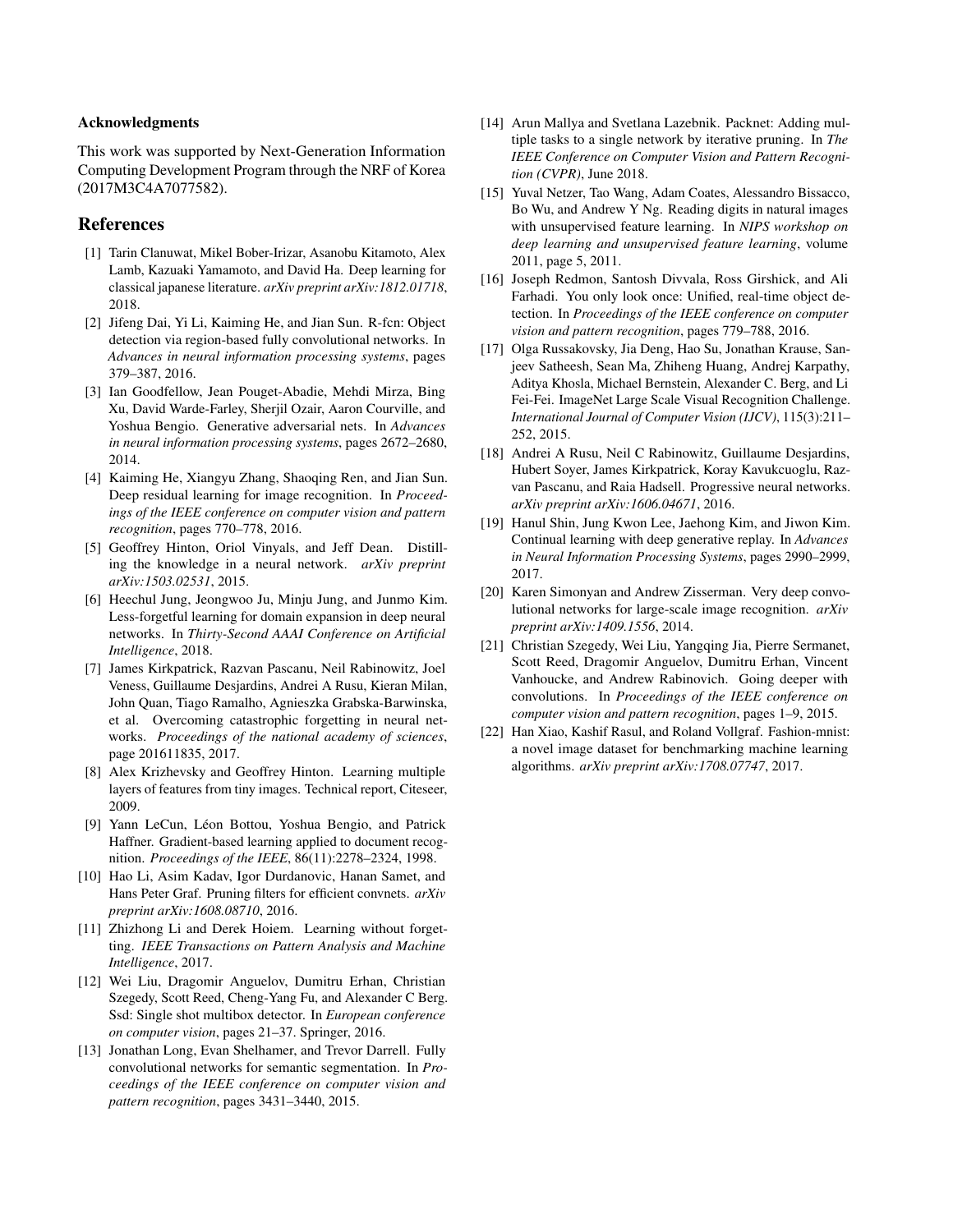### Acknowledgments

This work was supported by Next-Generation Information Computing Development Program through the NRF of Korea (2017M3C4A7077582).

## References

[1] Tarin Clanuwat, Mikel Bober-Irizar, Asanobu Kitamoto, Alex Lamb, Kazuaki Yamamoto, and David Ha. Deep learning for classical japanese literature. *arXiv preprint arXiv:1812.01718*, 2018.

[2] Jifeng Dai, Yi Li, Kaiming He, and Jian Sun. R-fcn: Object detection via region-based fully convolutional networks. In *Advances in neural information processing systems*, pages 379–387, 2016.

[3] Ian Goodfellow, Jean Pouget-Abadie, Mehdi Mirza, Bing Xu, David Warde-Farley, Sherjil Ozair, Aaron Courville, and Yoshua Bengio. Generative adversarial nets. In *Advances in neural information processing systems*, pages 2672–2680, 2014.

[4] Kaiming He, Xiangyu Zhang, Shaoqing Ren, and Jian Sun. Deep residual learning for image recognition. In *Proceedings of the IEEE conference on computer vision and pattern recognition*, pages 770–778, 2016.

[5] Geoffrey Hinton, Oriol Vinyals, and Jeff Dean. Distilling the knowledge in a neural network. *arXiv preprint arXiv:1503.02531*, 2015.

[6] Heechul Jung, Jeongwoo Ju, Minju Jung, and Junmo Kim. Less-forgetful learning for domain expansion in deep neural networks. In *Thirty-Second AAAI Conference on Artificial Intelligence*, 2018.

[7] James Kirkpatrick, Razvan Pascanu, Neil Rabinowitz, Joel Veness, Guillaume Desjardins, Andrei A Rusu, Kieran Milan, John Quan, Tiago Ramalho, Agnieszka Grabska-Barwinska, et al. Overcoming catastrophic forgetting in neural networks. *Proceedings of the national academy of sciences*, page 201611835, 2017.

[8] Alex Krizhevsky and Geoffrey Hinton. Learning multiple layers of features from tiny images. Technical report, Citeseer, 2009.

[9] Yann LeCun, Léon Bottou, Yoshua Bengio, and Patrick Haffner. Gradient-based learning applied to document recognition. *Proceedings of the IEEE*, 86(11):2278–2324, 1998.

[10] Hao Li, Asim Kadav, Igor Durdanovic, Hanan Samet, and Hans Peter Graf. Pruning filters for efficient convnets. *arXiv preprint arXiv:1608.08710*, 2016.

[11] Zhizhong Li and Derek Hoiem. Learning without forgetting. *IEEE Transactions on Pattern Analysis and Machine Intelligence*, 2017.

[12] Wei Liu, Dragomir Anguelov, Dumitru Erhan, Christian Szegedy, Scott Reed, Cheng-Yang Fu, and Alexander C Berg. Ssd: Single shot multibox detector. In *European conference on computer vision*, pages 21–37. Springer, 2016.

[13] Jonathan Long, Evan Shelhamer, and Trevor Darrell. Fully convolutional networks for semantic segmentation. In *Proceedings of the IEEE conference on computer vision and pattern recognition*, pages 3431–3440, 2015.

[14] Arun Mallya and Svetlana Lazebnik. Packnet: Adding multiple tasks to a single network by iterative pruning. In *The IEEE Conference on Computer Vision and Pattern Recognition (CVPR)*, June 2018.

[15] Yuval Netzer, Tao Wang, Adam Coates, Alessandro Bissacco, Bo Wu, and Andrew Y Ng. Reading digits in natural images with unsupervised feature learning. In *NIPS workshop on deep learning and unsupervised feature learning*, volume 2011, page 5, 2011.

[16] Joseph Redmon, Santosh Divvala, Ross Girshick, and Ali Farhadi. You only look once: Unified, real-time object detection. In *Proceedings of the IEEE conference on computer vision and pattern recognition*, pages 779–788, 2016.

[17] Olga Russakovsky, Jia Deng, Hao Su, Jonathan Krause, Sanjeev Satheesh, Sean Ma, Zhiheng Huang, Andrej Karpathy, Aditya Khosla, Michael Bernstein, Alexander C. Berg, and Li Fei-Fei. ImageNet Large Scale Visual Recognition Challenge. *International Journal of Computer Vision (IJCV)*, 115(3):211–252, 2015.

[18] Andrei A Rusu, Neil C Rabinowitz, Guillaume Desjardins, Hubert Soyer, James Kirkpatrick, Koray Kavukcuoglu, Razvan Pascanu, and Raia Hadsell. Progressive neural networks. *arXiv preprint arXiv:1606.04671*, 2016.

[19] Hanul Shin, Jung Kwon Lee, Jaehong Kim, and Jiwon Kim. Continual learning with deep generative replay. In *Advances in Neural Information Processing Systems*, pages 2990–2999, 2017.

[20] Karen Simonyan and Andrew Zisserman. Very deep convolutional networks for large-scale image recognition. *arXiv preprint arXiv:1409.1556*, 2014.

[21] Christian Szegedy, Wei Liu, Yangqing Jia, Pierre Sermanet, Scott Reed, Dragomir Anguelov, Dumitru Erhan, Vincent Vanhoucke, and Andrew Rabinovich. Going deeper with convolutions. In *Proceedings of the IEEE conference on computer vision and pattern recognition*, pages 1–9, 2015.

[22] Han Xiao, Kashif Rasul, and Roland Vollgraf. Fashion-mnist: a novel image dataset for benchmarking machine learning algorithms. *arXiv preprint arXiv:1708.07747*, 2017.